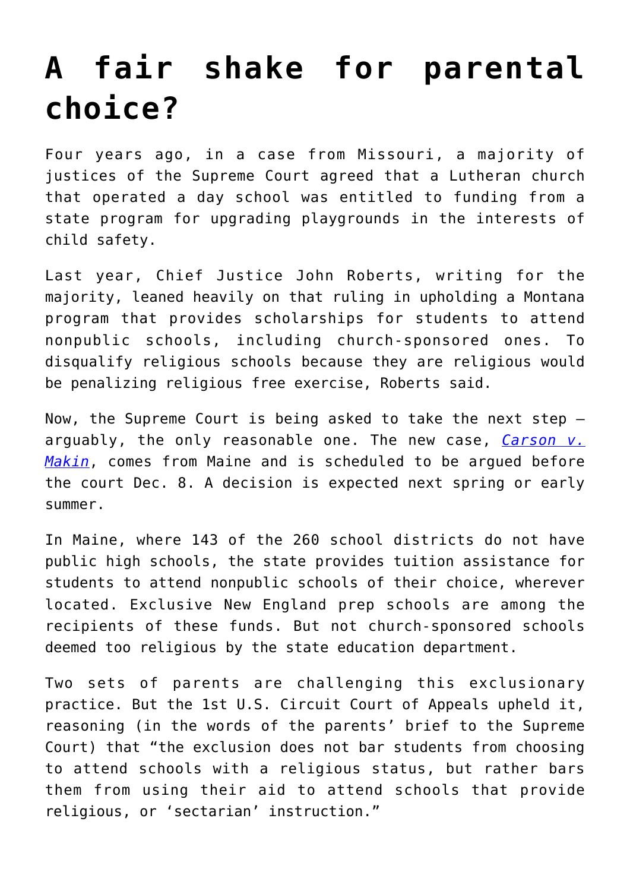# A fair shake for parental choice?

Four years ago, in a case from Missouri, a majority of justices of the Supreme Court agreed that a Lutheran church that operated a day school was entitled to funding from a state program for upgrading playgrounds in the interests of child safety.

Last year, Chief Justice John Roberts, writing for the majority, leaned heavily on that ruling in upholding a Montana program that provides scholarships for students to attend nonpublic schools, including church-sponsored ones. To disqualify religious schools because they are religious would be penalizing religious free exercise, Roberts said.

Now, the Supreme Court is being asked to take the next step — arguably, the only reasonable one. The new case, *Carson v. Makin*, comes from Maine and is scheduled to be argued before the court Dec. 8. A decision is expected next spring or early summer.

In Maine, where 143 of the 260 school districts do not have public high schools, the state provides tuition assistance for students to attend nonpublic schools of their choice, wherever located. Exclusive New England prep schools are among the recipients of these funds. But not church-sponsored schools deemed too religious by the state education department.

Two sets of parents are challenging this exclusionary practice. But the 1st U.S. Circuit Court of Appeals upheld it, reasoning (in the words of the parents' brief to the Supreme Court) that "the exclusion does not bar students from choosing to attend schools with a religious status, but rather bars them from using their aid to attend schools that provide religious, or 'sectarian' instruction."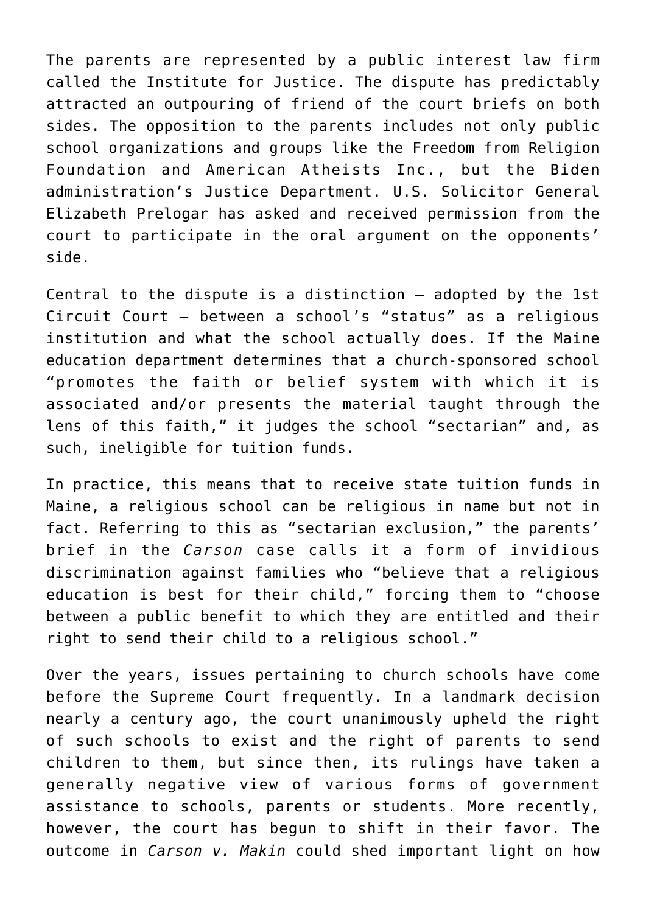The parents are represented by a public interest law firm called the Institute for Justice. The dispute has predictably attracted an outpouring of friend of the court briefs on both sides. The opposition to the parents includes not only public school organizations and groups like the Freedom from Religion Foundation and American Atheists Inc., but the Biden administration's Justice Department. U.S. Solicitor General Elizabeth Prelogar has asked and received permission from the court to participate in the oral argument on the opponents' side.

Central to the dispute is a distinction — adopted by the 1st Circuit Court — between a school's "status" as a religious institution and what the school actually does. If the Maine education department determines that a church-sponsored school "promotes the faith or belief system with which it is associated and/or presents the material taught through the lens of this faith," it judges the school "sectarian" and, as such, ineligible for tuition funds.

In practice, this means that to receive state tuition funds in Maine, a religious school can be religious in name but not in fact. Referring to this as "sectarian exclusion," the parents' brief in the *Carson* case calls it a form of invidious discrimination against families who "believe that a religious education is best for their child," forcing them to "choose between a public benefit to which they are entitled and their right to send their child to a religious school."

Over the years, issues pertaining to church schools have come before the Supreme Court frequently. In a landmark decision nearly a century ago, the court unanimously upheld the right of such schools to exist and the right of parents to send children to them, but since then, its rulings have taken a generally negative view of various forms of government assistance to schools, parents or students. More recently, however, the court has begun to shift in their favor. The outcome in *Carson v. Makin* could shed important light on how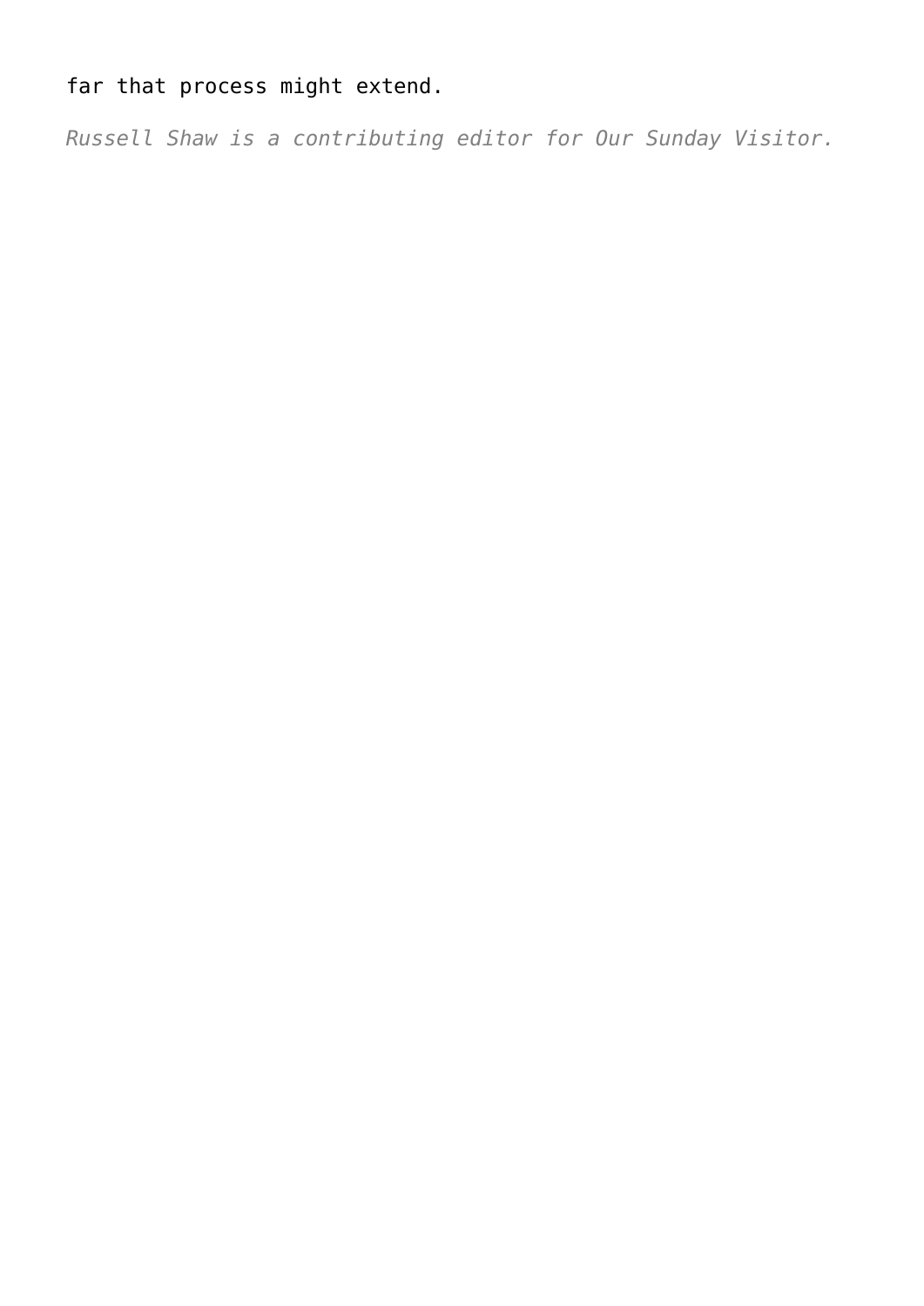far that process might extend.

*Russell Shaw is a contributing editor for Our Sunday Visitor.*